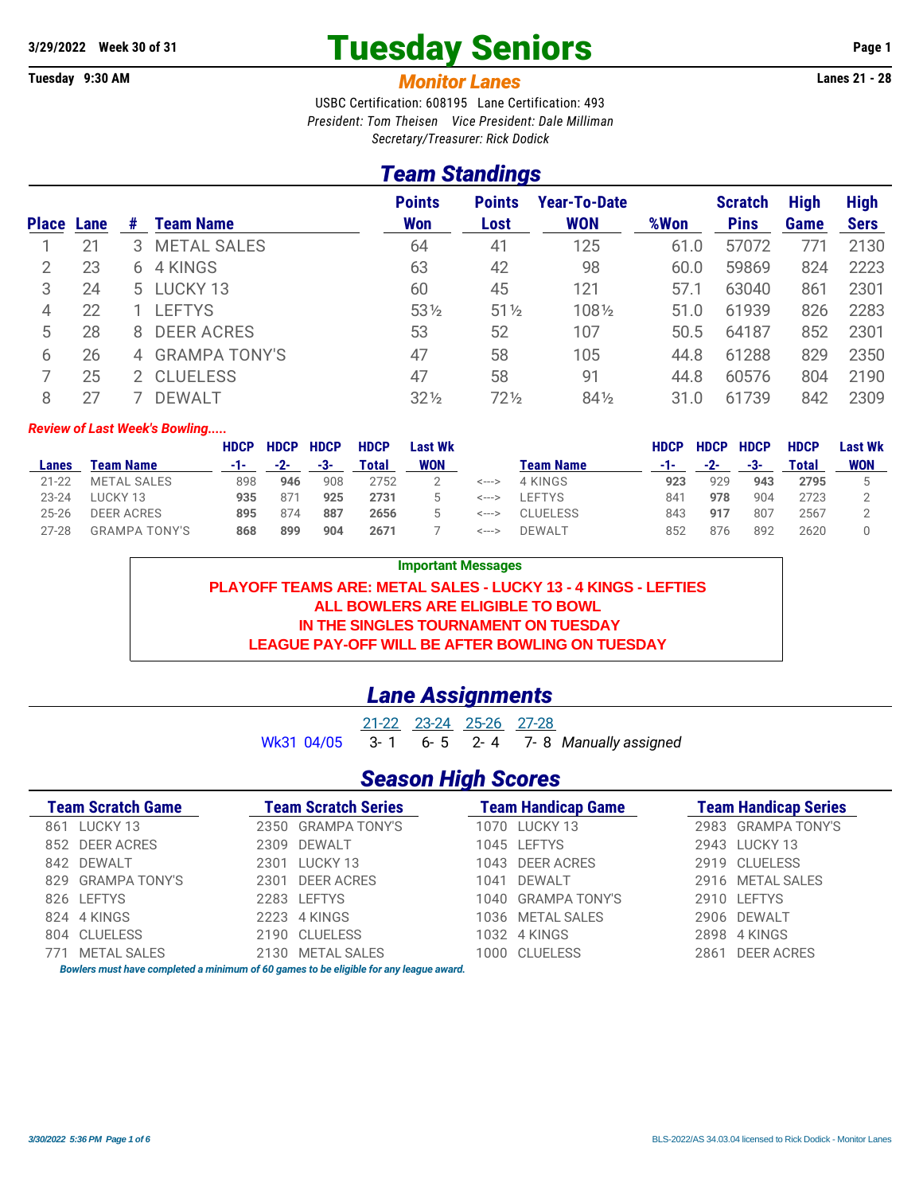**3/29/2022 Week 30 of 31**

# Tuesday Seniors

**Tuesday 9:30 AM**

## *Monitor Lanes*

**Lanes 21 - 28**

USBC Certification: 608195 Lane Certification: 493

*President: Tom Theisen Vice President: Dale Milliman*

*Secretary/Treasurer: Rick Dodick*

## *Team Standings*

| Place | Lane | # | Team Name | Points Won | Points Lost | Year-To-Date WON | %Won | Scratch Pins | High Game | High Sers |
|---|---|---|---|---|---|---|---|---|---|---|
| 1 | 21 | 3 | METAL SALES | 64 | 41 | 125 | 61.0 | 57072 | 771 | 2130 |
| 2 | 23 | 6 | 4 KINGS | 63 | 42 | 98 | 60.0 | 59869 | 824 | 2223 |
| 3 | 24 | 5 | LUCKY 13 | 60 | 45 | 121 | 57.1 | 63040 | 861 | 2301 |
| 4 | 22 | 1 | LEFTYS | 53½ | 51½ | 108½ | 51.0 | 61939 | 826 | 2283 |
| 5 | 28 | 8 | DEER ACRES | 53 | 52 | 107 | 50.5 | 64187 | 852 | 2301 |
| 6 | 26 | 4 | GRAMPA TONY'S | 47 | 58 | 105 | 44.8 | 61288 | 829 | 2350 |
| 7 | 25 | 2 | CLUELESS | 47 | 58 | 91 | 44.8 | 60576 | 804 | 2190 |
| 8 | 27 | 7 | DEWALT | 32½ | 72½ | 84½ | 31.0 | 61739 | 842 | 2309 |

***Review of Last Week's Bowling.....***

| Lanes | Team Name | HDCP -1- | HDCP -2- | HDCP -3- | HDCP Total | Last Wk WON | | Team Name | HDCP -1- | HDCP -2- | HDCP -3- | HDCP Total | Last Wk WON |
|---|---|---|---|---|---|---|---|---|---|---|---|---|---|
| 21-22 | METAL SALES | 898 | **946** | 908 | 2752 | 2 | <---> | 4 KINGS | **923** | 929 | **943** | **2795** | 5 |
| 23-24 | LUCKY 13 | **935** | 871 | **925** | **2731** | 5 | <---> | LEFTYS | 841 | **978** | 904 | 2723 | 2 |
| 25-26 | DEER ACRES | **895** | 874 | **887** | **2656** | 5 | <---> | CLUELESS | 843 | **917** | 807 | 2567 | 2 |
| 27-28 | GRAMPA TONY'S | **868** | **899** | **904** | **2671** | 7 | <---> | DEWALT | 852 | 876 | 892 | 2620 | 0 |

**Important Messages**

**PLAYOFF TEAMS ARE: METAL SALES - LUCKY 13 - 4 KINGS - LEFTIES**
**ALL BOWLERS ARE ELIGIBLE TO BOWL**
**IN THE SINGLES TOURNAMENT ON TUESDAY**
**LEAGUE PAY-OFF WILL BE AFTER BOWLING ON TUESDAY**

## *Lane Assignments*

| | 21-22 | 23-24 | 25-26 | 27-28 | |
|---|---|---|---|---|---|
| Wk31 04/05 | 3- 1 | 6- 5 | 2- 4 | 7- 8 | *Manually assigned* |

## *Season High Scores*

| Team Scratch Game | | Team Scratch Series | | Team Handicap Game | | Team Handicap Series | |
|---|---|---|---|---|---|---|---|
| 861 | LUCKY 13 | 2350 | GRAMPA TONY'S | 1070 | LUCKY 13 | 2983 | GRAMPA TONY'S |
| 852 | DEER ACRES | 2309 | DEWALT | 1045 | LEFTYS | 2943 | LUCKY 13 |
| 842 | DEWALT | 2301 | LUCKY 13 | 1043 | DEER ACRES | 2919 | CLUELESS |
| 829 | GRAMPA TONY'S | 2301 | DEER ACRES | 1041 | DEWALT | 2916 | METAL SALES |
| 826 | LEFTYS | 2283 | LEFTYS | 1040 | GRAMPA TONY'S | 2910 | LEFTYS |
| 824 | 4 KINGS | 2223 | 4 KINGS | 1036 | METAL SALES | 2906 | DEWALT |
| 804 | CLUELESS | 2190 | CLUELESS | 1032 | 4 KINGS | 2898 | 4 KINGS |
| 771 | METAL SALES | 2130 | METAL SALES | 1000 | CLUELESS | 2861 | DEER ACRES |

***Bowlers must have completed a minimum of 60 games to be eligible for any league award.***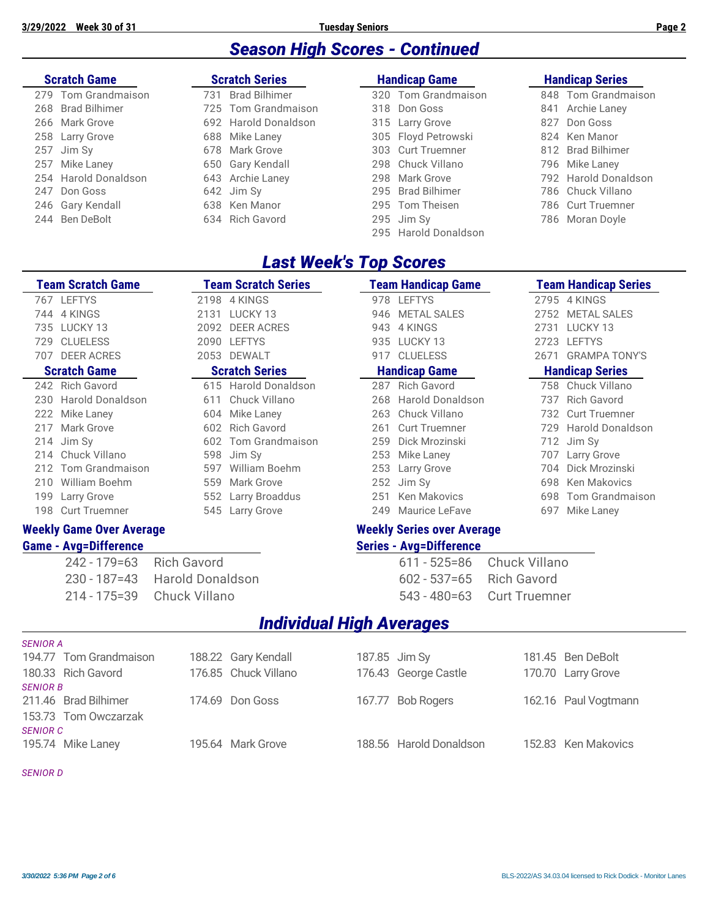## Season High Scores - Continued

| Scratch Game | Scratch Series | Handicap Game | Handicap Series |
|---|---|---|---|
| 279 Tom Grandmaison | 731 Brad Bilhimer | 320 Tom Grandmaison | 848 Tom Grandmaison |
| 268 Brad Bilhimer | 725 Tom Grandmaison | 318 Don Goss | 841 Archie Laney |
| 266 Mark Grove | 692 Harold Donaldson | 315 Larry Grove | 827 Don Goss |
| 258 Larry Grove | 688 Mike Laney | 305 Floyd Petrowski | 824 Ken Manor |
| 257 Jim Sy | 678 Mark Grove | 303 Curt Truemner | 812 Brad Bilhimer |
| 257 Mike Laney | 650 Gary Kendall | 298 Chuck Villano | 796 Mike Laney |
| 254 Harold Donaldson | 643 Archie Laney | 298 Mark Grove | 792 Harold Donaldson |
| 247 Don Goss | 642 Jim Sy | 295 Brad Bilhimer | 786 Chuck Villano |
| 246 Gary Kendall | 638 Ken Manor | 295 Tom Theisen | 786 Curt Truemner |
| 244 Ben DeBolt | 634 Rich Gavord | 295 Jim Sy | 786 Moran Doyle |
| | | 295 Harold Donaldson | |

## Last Week's Top Scores

| Team Scratch Game | Team Scratch Series | Team Handicap Game | Team Handicap Series |
|---|---|---|---|
| 767 LEFTYS | 2198 4 KINGS | 978 LEFTYS | 2795 4 KINGS |
| 744 4 KINGS | 2131 LUCKY 13 | 946 METAL SALES | 2752 METAL SALES |
| 735 LUCKY 13 | 2092 DEER ACRES | 943 4 KINGS | 2731 LUCKY 13 |
| 729 CLUELESS | 2090 LEFTYS | 935 LUCKY 13 | 2723 LEFTYS |
| 707 DEER ACRES | 2053 DEWALT | 917 CLUELESS | 2671 GRAMPA TONY'S |

| Scratch Game | Scratch Series | Handicap Game | Handicap Series |
|---|---|---|---|
| 242 Rich Gavord | 615 Harold Donaldson | 287 Rich Gavord | 758 Chuck Villano |
| 230 Harold Donaldson | 611 Chuck Villano | 268 Harold Donaldson | 737 Rich Gavord |
| 222 Mike Laney | 604 Mike Laney | 263 Chuck Villano | 732 Curt Truemner |
| 217 Mark Grove | 602 Rich Gavord | 261 Curt Truemner | 729 Harold Donaldson |
| 214 Jim Sy | 602 Tom Grandmaison | 259 Dick Mrozinski | 712 Jim Sy |
| 214 Chuck Villano | 598 Jim Sy | 253 Mike Laney | 707 Larry Grove |
| 212 Tom Grandmaison | 597 William Boehm | 253 Larry Grove | 704 Dick Mrozinski |
| 210 William Boehm | 559 Mark Grove | 252 Jim Sy | 698 Ken Makovics |
| 199 Larry Grove | 552 Larry Broaddus | 251 Ken Makovics | 698 Tom Grandmaison |
| 198 Curt Truemner | 545 Larry Grove | 249 Maurice LeFave | 697 Mike Laney |

### Weekly Game Over Average

| Game - Avg=Difference | |
|---|---|
| 242 - 179=63 | Rich Gavord |
| 230 - 187=43 | Harold Donaldson |
| 214 - 175=39 | Chuck Villano |

### Weekly Series over Average

| Series - Avg=Difference | |
|---|---|
| 611 - 525=86 | Chuck Villano |
| 602 - 537=65 | Rich Gavord |
| 543 - 480=63 | Curt Truemner |

## Individual High Averages

*SENIOR A*

| | | | |
|---|---|---|---|
| 194.77 Tom Grandmaison | 188.22 Gary Kendall | 187.85 Jim Sy | 181.45 Ben DeBolt |
| 180.33 Rich Gavord | 176.85 Chuck Villano | 176.43 George Castle | 170.70 Larry Grove |

*SENIOR B*

| | | | |
|---|---|---|---|
| 211.46 Brad Bilhimer | 174.69 Don Goss | 167.77 Bob Rogers | 162.16 Paul Vogtmann |
| 153.73 Tom Owczarzak | | | |

*SENIOR C*

| | | | |
|---|---|---|---|
| 195.74 Mike Laney | 195.64 Mark Grove | 188.56 Harold Donaldson | 152.83 Ken Makovics |

*SENIOR D*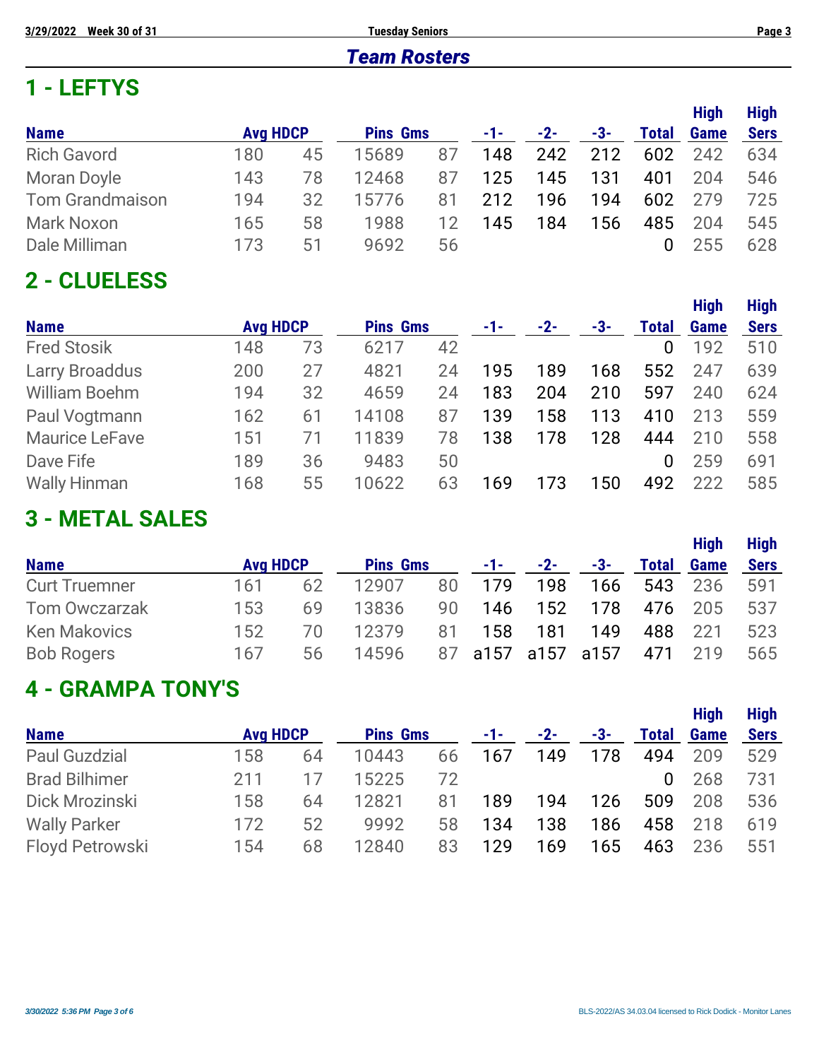## Team Rosters

## 1 - LEFTYS

| Name | Avg | HDCP | Pins | Gms | -1- | -2- | -3- | Total | High Game | High Sers |
|---|---|---|---|---|---|---|---|---|---|---|
| Rich Gavord | 180 | 45 | 15689 | 87 | 148 | 242 | 212 | 602 | 242 | 634 |
| Moran Doyle | 143 | 78 | 12468 | 87 | 125 | 145 | 131 | 401 | 204 | 546 |
| Tom Grandmaison | 194 | 32 | 15776 | 81 | 212 | 196 | 194 | 602 | 279 | 725 |
| Mark Noxon | 165 | 58 | 1988 | 12 | 145 | 184 | 156 | 485 | 204 | 545 |
| Dale Milliman | 173 | 51 | 9692 | 56 | | | | 0 | 255 | 628 |

## 2 - CLUELESS

| Name | Avg | HDCP | Pins | Gms | -1- | -2- | -3- | Total | High Game | High Sers |
|---|---|---|---|---|---|---|---|---|---|---|
| Fred Stosik | 148 | 73 | 6217 | 42 | | | | 0 | 192 | 510 |
| Larry Broaddus | 200 | 27 | 4821 | 24 | 195 | 189 | 168 | 552 | 247 | 639 |
| William Boehm | 194 | 32 | 4659 | 24 | 183 | 204 | 210 | 597 | 240 | 624 |
| Paul Vogtmann | 162 | 61 | 14108 | 87 | 139 | 158 | 113 | 410 | 213 | 559 |
| Maurice LeFave | 151 | 71 | 11839 | 78 | 138 | 178 | 128 | 444 | 210 | 558 |
| Dave Fife | 189 | 36 | 9483 | 50 | | | | 0 | 259 | 691 |
| Wally Hinman | 168 | 55 | 10622 | 63 | 169 | 173 | 150 | 492 | 222 | 585 |

## 3 - METAL SALES

| Name | Avg | HDCP | Pins | Gms | -1- | -2- | -3- | Total | High Game | High Sers |
|---|---|---|---|---|---|---|---|---|---|---|
| Curt Truemner | 161 | 62 | 12907 | 80 | 179 | 198 | 166 | 543 | 236 | 591 |
| Tom Owczarzak | 153 | 69 | 13836 | 90 | 146 | 152 | 178 | 476 | 205 | 537 |
| Ken Makovics | 152 | 70 | 12379 | 81 | 158 | 181 | 149 | 488 | 221 | 523 |
| Bob Rogers | 167 | 56 | 14596 | 87 | a157 | a157 | a157 | 471 | 219 | 565 |

## 4 - GRAMPA TONY'S

| Name | Avg | HDCP | Pins | Gms | -1- | -2- | -3- | Total | High Game | High Sers |
|---|---|---|---|---|---|---|---|---|---|---|
| Paul Guzdzial | 158 | 64 | 10443 | 66 | 167 | 149 | 178 | 494 | 209 | 529 |
| Brad Bilhimer | 211 | 17 | 15225 | 72 | | | | 0 | 268 | 731 |
| Dick Mrozinski | 158 | 64 | 12821 | 81 | 189 | 194 | 126 | 509 | 208 | 536 |
| Wally Parker | 172 | 52 | 9992 | 58 | 134 | 138 | 186 | 458 | 218 | 619 |
| Floyd Petrowski | 154 | 68 | 12840 | 83 | 129 | 169 | 165 | 463 | 236 | 551 |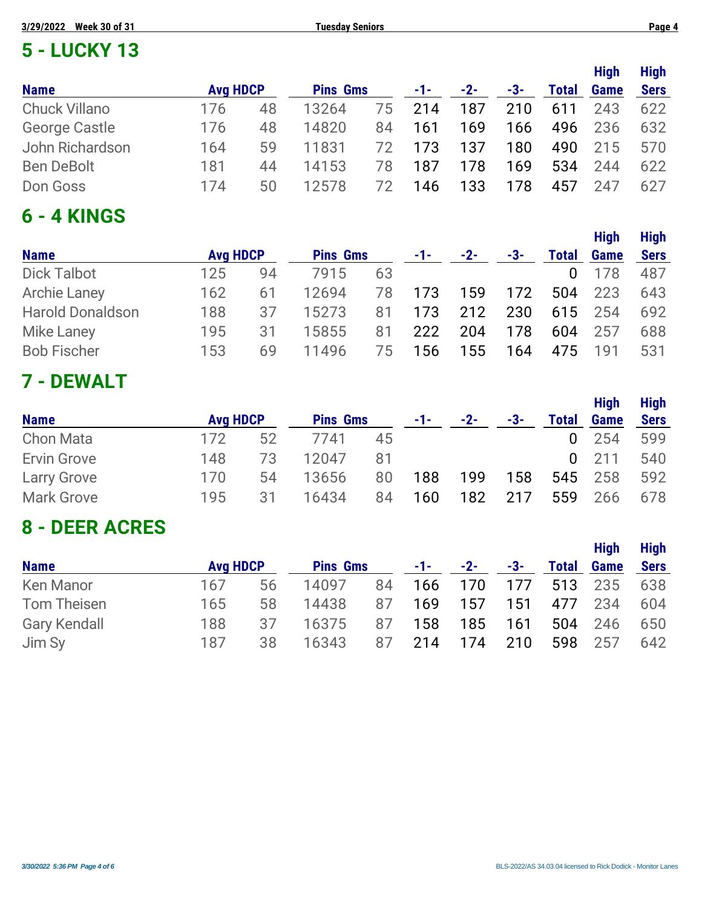## 5 - LUCKY 13

| Name | Avg | HDCP | Pins | Gms | -1- | -2- | -3- | Total | High Game | High Sers |
|---|---|---|---|---|---|---|---|---|---|---|
| Chuck Villano | 176 | 48 | 13264 | 75 | 214 | 187 | 210 | 611 | 243 | 622 |
| George Castle | 176 | 48 | 14820 | 84 | 161 | 169 | 166 | 496 | 236 | 632 |
| John Richardson | 164 | 59 | 11831 | 72 | 173 | 137 | 180 | 490 | 215 | 570 |
| Ben DeBolt | 181 | 44 | 14153 | 78 | 187 | 178 | 169 | 534 | 244 | 622 |
| Don Goss | 174 | 50 | 12578 | 72 | 146 | 133 | 178 | 457 | 247 | 627 |

## 6 - 4 KINGS

| Name | Avg | HDCP | Pins | Gms | -1- | -2- | -3- | Total | High Game | High Sers |
|---|---|---|---|---|---|---|---|---|---|---|
| Dick Talbot | 125 | 94 | 7915 | 63 | | | | 0 | 178 | 487 |
| Archie Laney | 162 | 61 | 12694 | 78 | 173 | 159 | 172 | 504 | 223 | 643 |
| Harold Donaldson | 188 | 37 | 15273 | 81 | 173 | 212 | 230 | 615 | 254 | 692 |
| Mike Laney | 195 | 31 | 15855 | 81 | 222 | 204 | 178 | 604 | 257 | 688 |
| Bob Fischer | 153 | 69 | 11496 | 75 | 156 | 155 | 164 | 475 | 191 | 531 |

## 7 - DEWALT

| Name | Avg | HDCP | Pins | Gms | -1- | -2- | -3- | Total | High Game | High Sers |
|---|---|---|---|---|---|---|---|---|---|---|
| Chon Mata | 172 | 52 | 7741 | 45 | | | | 0 | 254 | 599 |
| Ervin Grove | 148 | 73 | 12047 | 81 | | | | 0 | 211 | 540 |
| Larry Grove | 170 | 54 | 13656 | 80 | 188 | 199 | 158 | 545 | 258 | 592 |
| Mark Grove | 195 | 31 | 16434 | 84 | 160 | 182 | 217 | 559 | 266 | 678 |

## 8 - DEER ACRES

| Name | Avg | HDCP | Pins | Gms | -1- | -2- | -3- | Total | High Game | High Sers |
|---|---|---|---|---|---|---|---|---|---|---|
| Ken Manor | 167 | 56 | 14097 | 84 | 166 | 170 | 177 | 513 | 235 | 638 |
| Tom Theisen | 165 | 58 | 14438 | 87 | 169 | 157 | 151 | 477 | 234 | 604 |
| Gary Kendall | 188 | 37 | 16375 | 87 | 158 | 185 | 161 | 504 | 246 | 650 |
| Jim Sy | 187 | 38 | 16343 | 87 | 214 | 174 | 210 | 598 | 257 | 642 |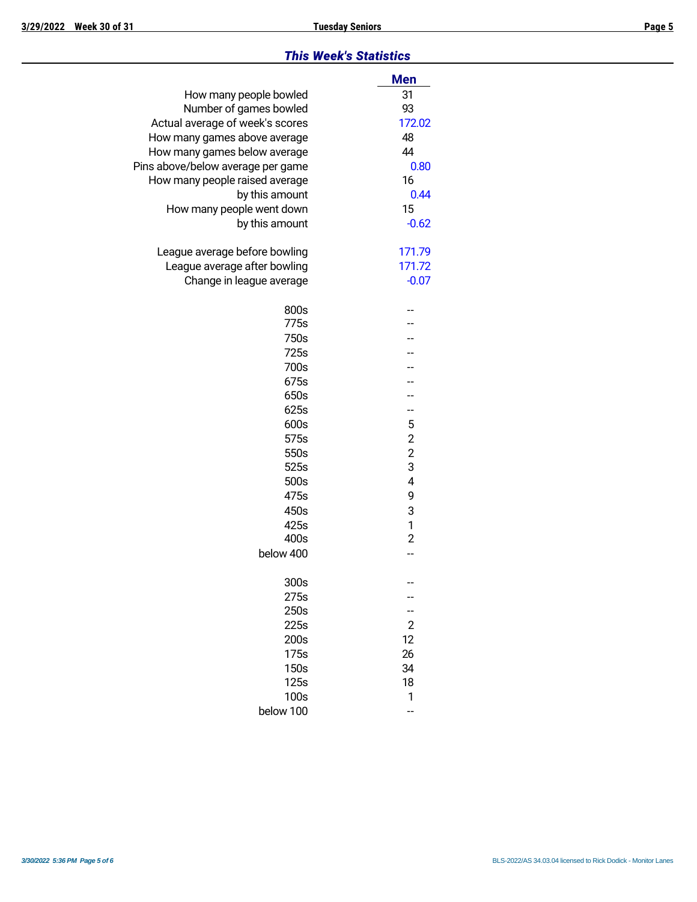## *This Week's Statistics*

| | Men |
|---|---|
| How many people bowled | 31 |
| Number of games bowled | 93 |
| Actual average of week's scores | 172.02 |
| How many games above average | 48 |
| How many games below average | 44 |
| Pins above/below average per game | 0.80 |
| How many people raised average | 16 |
| by this amount | 0.44 |
| How many people went down | 15 |
| by this amount | -0.62 |
| | |
| League average before bowling | 171.79 |
| League average after bowling | 171.72 |
| Change in league average | -0.07 |
| | |
| 800s | -- |
| 775s | -- |
| 750s | -- |
| 725s | -- |
| 700s | -- |
| 675s | -- |
| 650s | -- |
| 625s | -- |
| 600s | 5 |
| 575s | 2 |
| 550s | 2 |
| 525s | 3 |
| 500s | 4 |
| 475s | 9 |
| 450s | 3 |
| 425s | 1 |
| 400s | 2 |
| below 400 | -- |
| | |
| 300s | -- |
| 275s | -- |
| 250s | -- |
| 225s | 2 |
| 200s | 12 |
| 175s | 26 |
| 150s | 34 |
| 125s | 18 |
| 100s | 1 |
| below 100 | -- |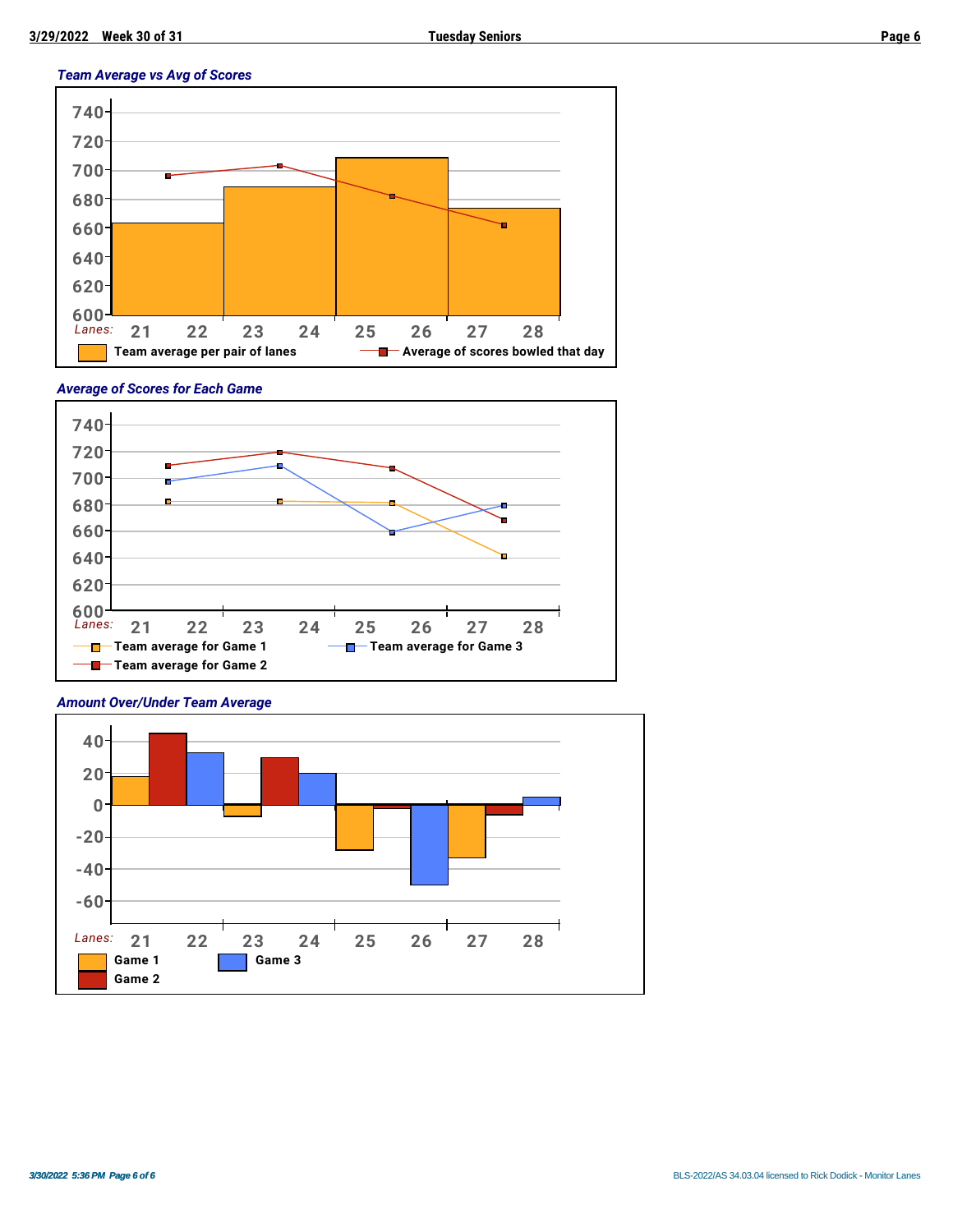### Team Average vs Avg of Scores

740
720
700
680
660
640
620
600

Lanes: 21 22 23 24 25 26 27 28

Team average per pair of lanes
Average of scores bowled that day

### Average of Scores for Each Game

740
720
700
680
660
640
620
600

Lanes: 21 22 23 24 25 26 27 28

Team average for Game 1
Team average for Game 2
Team average for Game 3

### Amount Over/Under Team Average

40
20
0
-20
-40
-60

Lanes: 21 22 23 24 25 26 27 28

Game 1
Game 2
Game 3